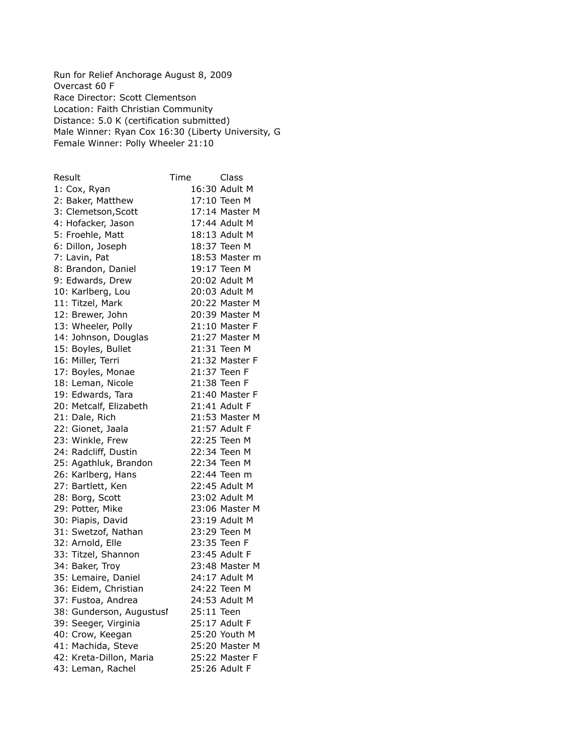Run for Relief Anchorage August 8, 2009
Overcast 60 F
Race Director: Scott Clementson
Location: Faith Christian Community
Distance: 5.0 K (certification submitted)
Male Winner: Ryan Cox 16:30 (Liberty University, G
Female Winner: Polly Wheeler 21:10

| Result | Time | Class |
|---|---|---|
| 1: Cox, Ryan | 16:30 | Adult M |
| 2: Baker, Matthew | 17:10 | Teen M |
| 3: Clemetson,Scott | 17:14 | Master M |
| 4: Hofacker, Jason | 17:44 | Adult M |
| 5: Froehle, Matt | 18:13 | Adult M |
| 6: Dillon, Joseph | 18:37 | Teen M |
| 7: Lavin, Pat | 18:53 | Master m |
| 8: Brandon, Daniel | 19:17 | Teen M |
| 9: Edwards, Drew | 20:02 | Adult M |
| 10: Karlberg, Lou | 20:03 | Adult M |
| 11: Titzel, Mark | 20:22 | Master M |
| 12: Brewer, John | 20:39 | Master M |
| 13: Wheeler, Polly | 21:10 | Master F |
| 14: Johnson, Douglas | 21:27 | Master M |
| 15: Boyles, Bullet | 21:31 | Teen M |
| 16: Miller, Terri | 21:32 | Master F |
| 17: Boyles, Monae | 21:37 | Teen F |
| 18: Leman, Nicole | 21:38 | Teen F |
| 19: Edwards, Tara | 21:40 | Master F |
| 20: Metcalf, Elizabeth | 21:41 | Adult F |
| 21: Dale, Rich | 21:53 | Master M |
| 22: Gionet, Jaala | 21:57 | Adult F |
| 23: Winkle, Frew | 22:25 | Teen M |
| 24: Radcliff, Dustin | 22:34 | Teen M |
| 25: Agathluk, Brandon | 22:34 | Teen M |
| 26: Karlberg, Hans | 22:44 | Teen m |
| 27: Bartlett, Ken | 22:45 | Adult M |
| 28: Borg, Scott | 23:02 | Adult M |
| 29: Potter, Mike | 23:06 | Master M |
| 30: Piapis, David | 23:19 | Adult M |
| 31: Swetzof, Nathan | 23:29 | Teen M |
| 32: Arnold, Elle | 23:35 | Teen F |
| 33: Titzel, Shannon | 23:45 | Adult F |
| 34: Baker, Troy | 23:48 | Master M |
| 35: Lemaire, Daniel | 24:17 | Adult M |
| 36: Eidem, Christian | 24:22 | Teen M |
| 37: Fustoa, Andrea | 24:53 | Adult M |
| 38: Gunderson, Augustusl | 25:11 | Teen |
| 39: Seeger, Virginia | 25:17 | Adult F |
| 40: Crow, Keegan | 25:20 | Youth M |
| 41: Machida, Steve | 25:20 | Master M |
| 42: Kreta-Dillon, Maria | 25:22 | Master F |
| 43: Leman, Rachel | 25:26 | Adult F |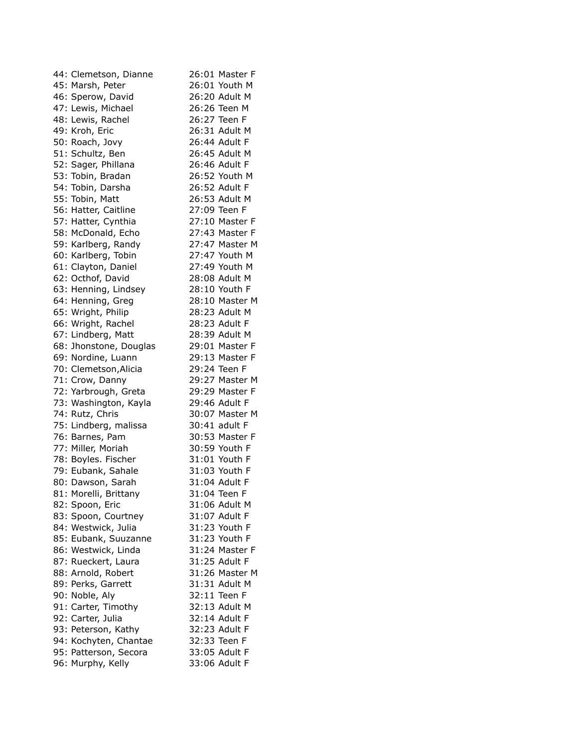44: Clemetson, Dianne 26:01 Master F
45: Marsh, Peter 26:01 Youth M
46: Sperow, David 26:20 Adult M
47: Lewis, Michael 26:26 Teen M
48: Lewis, Rachel 26:27 Teen F
49: Kroh, Eric 26:31 Adult M
50: Roach, Jovy 26:44 Adult F
51: Schultz, Ben 26:45 Adult M
52: Sager, Phillana 26:46 Adult F
53: Tobin, Bradan 26:52 Youth M
54: Tobin, Darsha 26:52 Adult F
55: Tobin, Matt 26:53 Adult M
56: Hatter, Caitline 27:09 Teen F
57: Hatter, Cynthia 27:10 Master F
58: McDonald, Echo 27:43 Master F
59: Karlberg, Randy 27:47 Master M
60: Karlberg, Tobin 27:47 Youth M
61: Clayton, Daniel 27:49 Youth M
62: Octhof, David 28:08 Adult M
63: Henning, Lindsey 28:10 Youth F
64: Henning, Greg 28:10 Master M
65: Wright, Philip 28:23 Adult M
66: Wright, Rachel 28:23 Adult F
67: Lindberg, Matt 28:39 Adult M
68: Jhonstone, Douglas 29:01 Master F
69: Nordine, Luann 29:13 Master F
70: Clemetson,Alicia 29:24 Teen F
71: Crow, Danny 29:27 Master M
72: Yarbrough, Greta 29:29 Master F
73: Washington, Kayla 29:46 Adult F
74: Rutz, Chris 30:07 Master M
75: Lindberg, malissa 30:41 adult F
76: Barnes, Pam 30:53 Master F
77: Miller, Moriah 30:59 Youth F
78: Boyles. Fischer 31:01 Youth F
79: Eubank, Sahale 31:03 Youth F
80: Dawson, Sarah 31:04 Adult F
81: Morelli, Brittany 31:04 Teen F
82: Spoon, Eric 31:06 Adult M
83: Spoon, Courtney 31:07 Adult F
84: Westwick, Julia 31:23 Youth F
85: Eubank, Suuzanne 31:23 Youth F
86: Westwick, Linda 31:24 Master F
87: Rueckert, Laura 31:25 Adult F
88: Arnold, Robert 31:26 Master M
89: Perks, Garrett 31:31 Adult M
90: Noble, Aly 32:11 Teen F
91: Carter, Timothy 32:13 Adult M
92: Carter, Julia 32:14 Adult F
93: Peterson, Kathy 32:23 Adult F
94: Kochyten, Chantae 32:33 Teen F
95: Patterson, Secora 33:05 Adult F
96: Murphy, Kelly 33:06 Adult F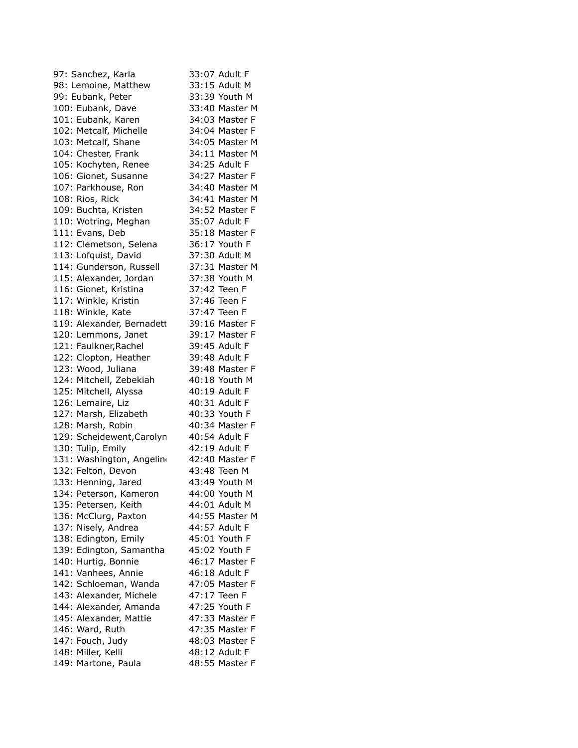97: Sanchez, Karla 33:07 Adult F
98: Lemoine, Matthew 33:15 Adult M
99: Eubank, Peter 33:39 Youth M
100: Eubank, Dave 33:40 Master M
101: Eubank, Karen 34:03 Master F
102: Metcalf, Michelle 34:04 Master F
103: Metcalf, Shane 34:05 Master M
104: Chester, Frank 34:11 Master M
105: Kochyten, Renee 34:25 Adult F
106: Gionet, Susanne 34:27 Master F
107: Parkhouse, Ron 34:40 Master M
108: Rios, Rick 34:41 Master M
109: Buchta, Kristen 34:52 Master F
110: Wotring, Meghan 35:07 Adult F
111: Evans, Deb 35:18 Master F
112: Clemetson, Selena 36:17 Youth F
113: Lofquist, David 37:30 Adult M
114: Gunderson, Russell 37:31 Master M
115: Alexander, Jordan 37:38 Youth M
116: Gionet, Kristina 37:42 Teen F
117: Winkle, Kristin 37:46 Teen F
118: Winkle, Kate 37:47 Teen F
119: Alexander, Bernadett 39:16 Master F
120: Lemmons, Janet 39:17 Master F
121: Faulkner,Rachel 39:45 Adult F
122: Clopton, Heather 39:48 Adult F
123: Wood, Juliana 39:48 Master F
124: Mitchell, Zebekiah 40:18 Youth M
125: Mitchell, Alyssa 40:19 Adult F
126: Lemaire, Liz 40:31 Adult F
127: Marsh, Elizabeth 40:33 Youth F
128: Marsh, Robin 40:34 Master F
129: Scheidewent,Carolyn 40:54 Adult F
130: Tulip, Emily 42:19 Adult F
131: Washington, Angeline 42:40 Master F
132: Felton, Devon 43:48 Teen M
133: Henning, Jared 43:49 Youth M
134: Peterson, Kameron 44:00 Youth M
135: Petersen, Keith 44:01 Adult M
136: McClurg, Paxton 44:55 Master M
137: Nisely, Andrea 44:57 Adult F
138: Edington, Emily 45:01 Youth F
139: Edington, Samantha 45:02 Youth F
140: Hurtig, Bonnie 46:17 Master F
141: Vanhees, Annie 46:18 Adult F
142: Schloeman, Wanda 47:05 Master F
143: Alexander, Michele 47:17 Teen F
144: Alexander, Amanda 47:25 Youth F
145: Alexander, Mattie 47:33 Master F
146: Ward, Ruth 47:35 Master F
147: Fouch, Judy 48:03 Master F
148: Miller, Kelli 48:12 Adult F
149: Martone, Paula 48:55 Master F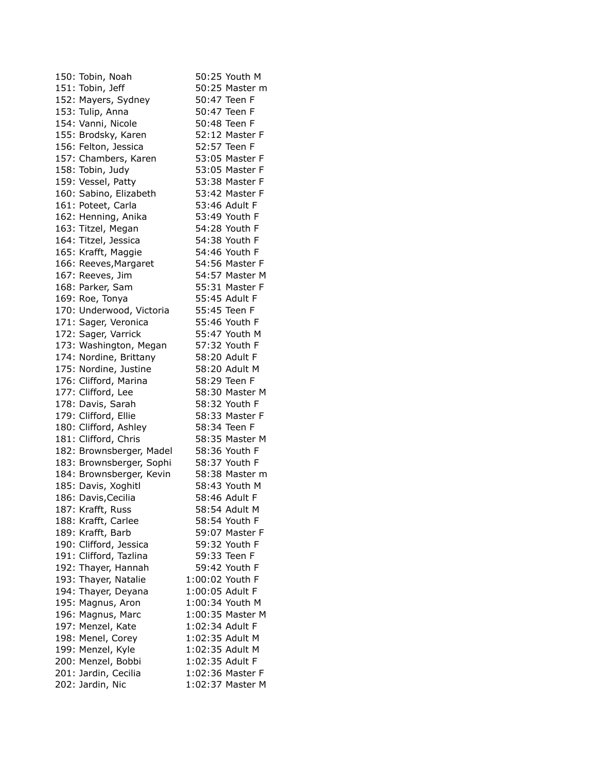150: Tobin, Noah 50:25 Youth M
151: Tobin, Jeff 50:25 Master m
152: Mayers, Sydney 50:47 Teen F
153: Tulip, Anna 50:47 Teen F
154: Vanni, Nicole 50:48 Teen F
155: Brodsky, Karen 52:12 Master F
156: Felton, Jessica 52:57 Teen F
157: Chambers, Karen 53:05 Master F
158: Tobin, Judy 53:05 Master F
159: Vessel, Patty 53:38 Master F
160: Sabino, Elizabeth 53:42 Master F
161: Poteet, Carla 53:46 Adult F
162: Henning, Anika 53:49 Youth F
163: Titzel, Megan 54:28 Youth F
164: Titzel, Jessica 54:38 Youth F
165: Krafft, Maggie 54:46 Youth F
166: Reeves,Margaret 54:56 Master F
167: Reeves, Jim 54:57 Master M
168: Parker, Sam 55:31 Master F
169: Roe, Tonya 55:45 Adult F
170: Underwood, Victoria 55:45 Teen F
171: Sager, Veronica 55:46 Youth F
172: Sager, Varrick 55:47 Youth M
173: Washington, Megan 57:32 Youth F
174: Nordine, Brittany 58:20 Adult F
175: Nordine, Justine 58:20 Adult M
176: Clifford, Marina 58:29 Teen F
177: Clifford, Lee 58:30 Master M
178: Davis, Sarah 58:32 Youth F
179: Clifford, Ellie 58:33 Master F
180: Clifford, Ashley 58:34 Teen F
181: Clifford, Chris 58:35 Master M
182: Brownsberger, Madel 58:36 Youth F
183: Brownsberger, Sophi 58:37 Youth F
184: Brownsberger, Kevin 58:38 Master m
185: Davis, Xoghitl 58:43 Youth M
186: Davis,Cecilia 58:46 Adult F
187: Krafft, Russ 58:54 Adult M
188: Krafft, Carlee 58:54 Youth F
189: Krafft, Barb 59:07 Master F
190: Clifford, Jessica 59:32 Youth F
191: Clifford, Tazlina 59:33 Teen F
192: Thayer, Hannah 59:42 Youth F
193: Thayer, Natalie 1:00:02 Youth F
194: Thayer, Deyana 1:00:05 Adult F
195: Magnus, Aron 1:00:34 Youth M
196: Magnus, Marc 1:00:35 Master M
197: Menzel, Kate 1:02:34 Adult F
198: Menel, Corey 1:02:35 Adult M
199: Menzel, Kyle 1:02:35 Adult M
200: Menzel, Bobbi 1:02:35 Adult F
201: Jardin, Cecilia 1:02:36 Master F
202: Jardin, Nic 1:02:37 Master M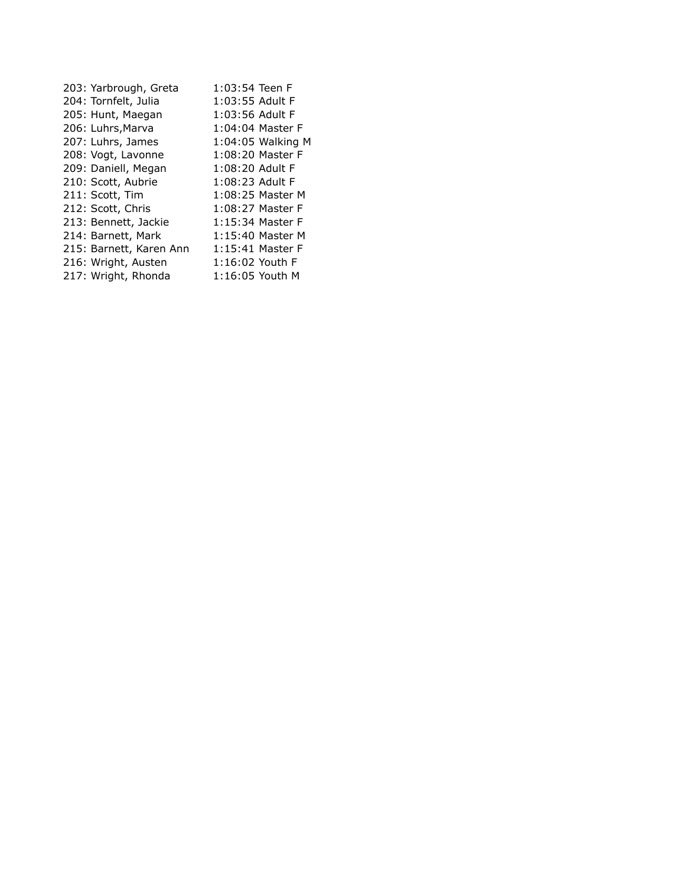| | | |
|---|---|---|
| 203: Yarbrough, Greta | 1:03:54 | Teen F |
| 204: Tornfelt, Julia | 1:03:55 | Adult F |
| 205: Hunt, Maegan | 1:03:56 | Adult F |
| 206: Luhrs,Marva | 1:04:04 | Master F |
| 207: Luhrs, James | 1:04:05 | Walking M |
| 208: Vogt, Lavonne | 1:08:20 | Master F |
| 209: Daniell, Megan | 1:08:20 | Adult F |
| 210: Scott, Aubrie | 1:08:23 | Adult F |
| 211: Scott, Tim | 1:08:25 | Master M |
| 212: Scott, Chris | 1:08:27 | Master F |
| 213: Bennett, Jackie | 1:15:34 | Master F |
| 214: Barnett, Mark | 1:15:40 | Master M |
| 215: Barnett, Karen Ann | 1:15:41 | Master F |
| 216: Wright, Austen | 1:16:02 | Youth F |
| 217: Wright, Rhonda | 1:16:05 | Youth M |